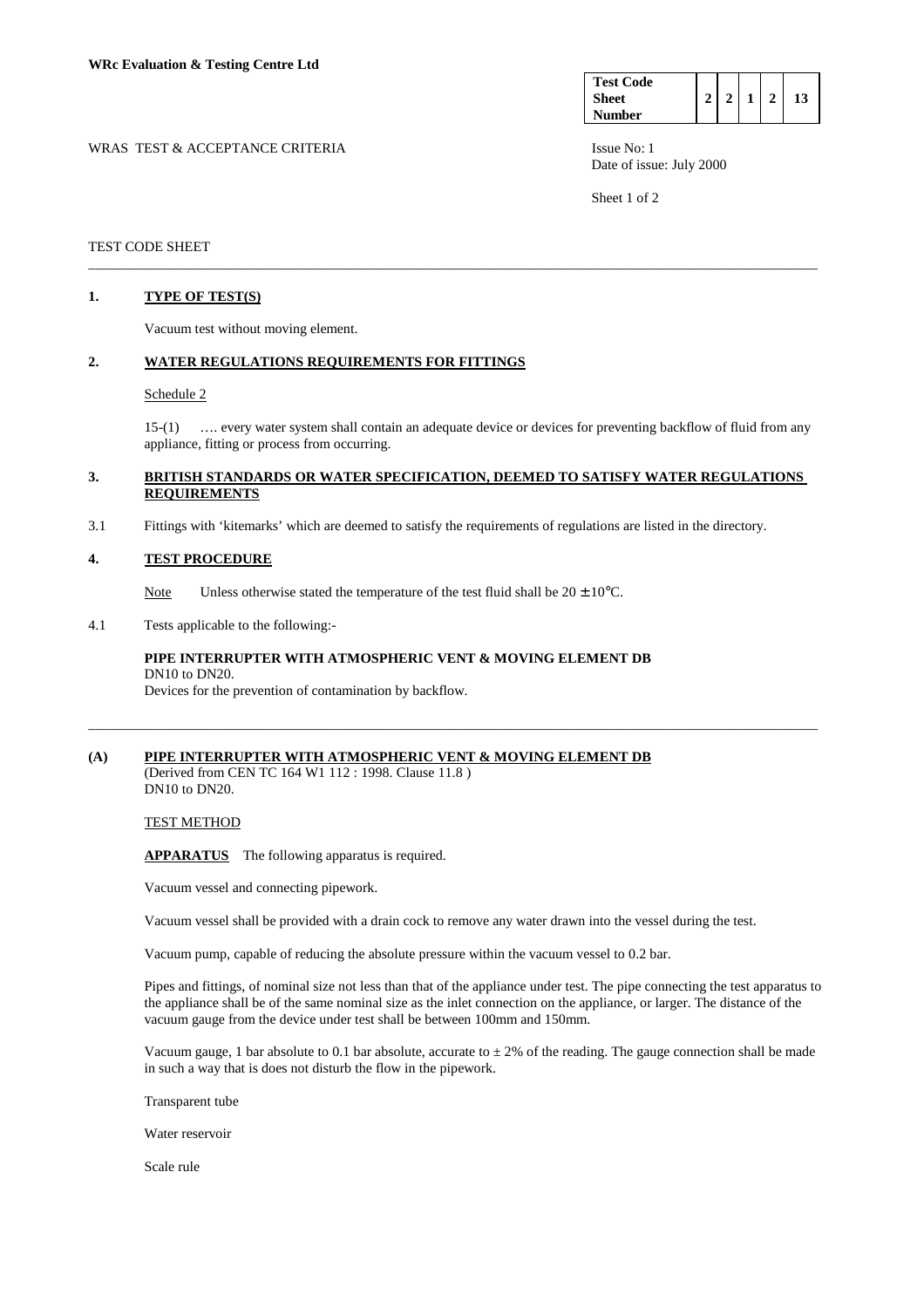**WRc Evaluation & Testing Centre Ltd**

| Test Code Sheet Number | 2 | 2 | 1 | 2 | 13 |
|---|---|---|---|---|---|

WRAS TEST & ACCEPTANCE CRITERIA

Issue No: 1
Date of issue: July 2000

TEST CODE SHEET

---

## 1. TYPE OF TEST(S)

Vacuum test without moving element.

## 2. WATER REGULATIONS REQUIREMENTS FOR FITTINGS

Schedule 2

15-(1) …. every water system shall contain an adequate device or devices for preventing backflow of fluid from any appliance, fitting or process from occurring.

## 3. BRITISH STANDARDS OR WATER SPECIFICATION, DEEMED TO SATISFY WATER REGULATIONS REQUIREMENTS

3.1 Fittings with 'kitemarks' which are deemed to satisfy the requirements of regulations are listed in the directory.

## 4. TEST PROCEDURE

Note Unless otherwise stated the temperature of the test fluid shall be 20 ± 10°C.

4.1 Tests applicable to the following:-

**PIPE INTERRUPTER WITH ATMOSPHERIC VENT & MOVING ELEMENT DB**
DN10 to DN20.
Devices for the prevention of contamination by backflow.

---

## (A) PIPE INTERRUPTER WITH ATMOSPHERIC VENT & MOVING ELEMENT DB

(Derived from CEN TC 164 W1 112 : 1998. Clause 11.8 )
DN10 to DN20.

TEST METHOD

**APPARATUS** The following apparatus is required.

Vacuum vessel and connecting pipework.

Vacuum vessel shall be provided with a drain cock to remove any water drawn into the vessel during the test.

Vacuum pump, capable of reducing the absolute pressure within the vacuum vessel to 0.2 bar.

Pipes and fittings, of nominal size not less than that of the appliance under test. The pipe connecting the test apparatus to the appliance shall be of the same nominal size as the inlet connection on the appliance, or larger. The distance of the vacuum gauge from the device under test shall be between 100mm and 150mm.

Vacuum gauge, 1 bar absolute to 0.1 bar absolute, accurate to ± 2% of the reading. The gauge connection shall be made in such a way that is does not disturb the flow in the pipework.

Transparent tube

Water reservoir

Scale rule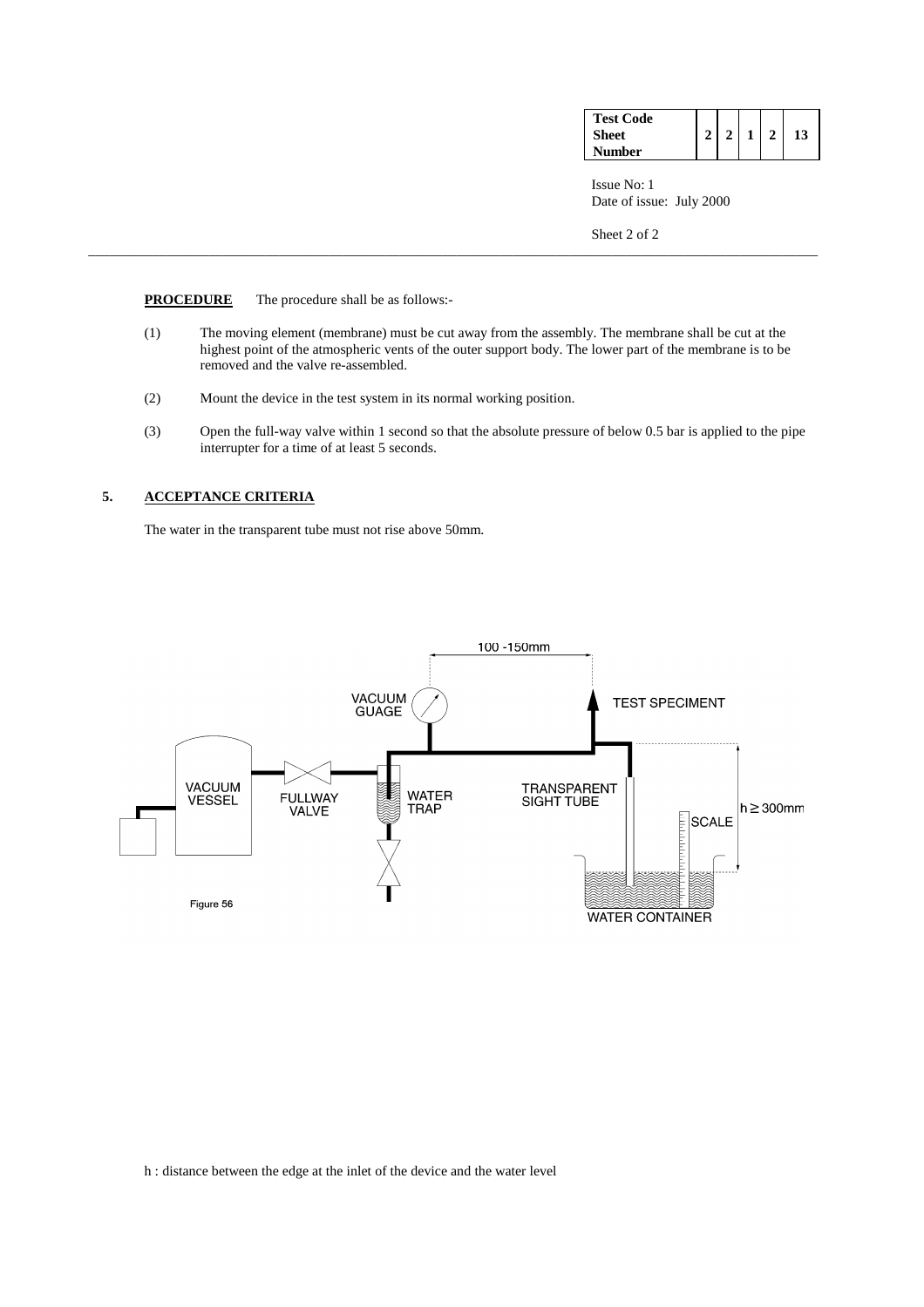| Test Code Sheet Number | 2 | 2 | 1 | 2 | 13 |
|---|---|---|---|---|---|

Issue No: 1
Date of issue: July 2000

**PROCEDURE** The procedure shall be as follows:-

(1) The moving element (membrane) must be cut away from the assembly. The membrane shall be cut at the highest point of the atmospheric vents of the outer support body. The lower part of the membrane is to be removed and the valve re-assembled.

(2) Mount the device in the test system in its normal working position.

(3) Open the full-way valve within 1 second so that the absolute pressure of below 0.5 bar is applied to the pipe interrupter for a time of at least 5 seconds.

## 5. ACCEPTANCE CRITERIA

The water in the transparent tube must not rise above 50mm.

100 -150mm

VACUUM GUAGE

TEST SPECIMENT

VACUUM VESSEL

FULLWAY VALVE

WATER TRAP

TRANSPARENT SIGHT TUBE

SCALE

$h \geq 300$mm

WATER CONTAINER

Figure 56

h : distance between the edge at the inlet of the device and the water level